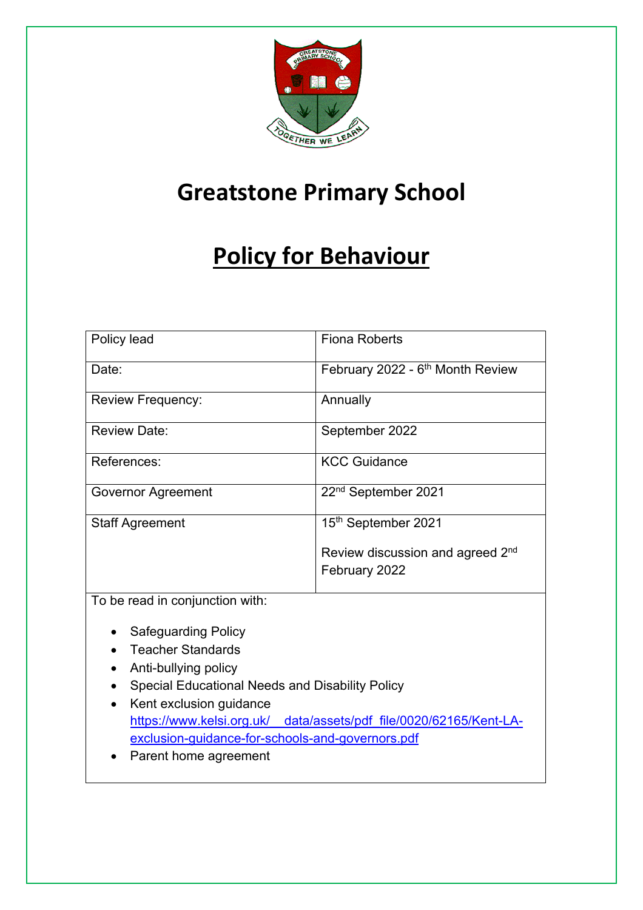# Greatstone Primary School

# Policy for Behaviour

| Policy lead | Fiona Roberts |
|---|---|
| Date: | February 2022 - 6th Month Review |
| Review Frequency: | Annually |
| Review Date: | September 2022 |
| References: | KCC Guidance |
| Governor Agreement | 22nd September 2021 |
| Staff Agreement | 15th September 2021<br><br>Review discussion and agreed 2nd February 2022 |

To be read in conjunction with:

- Safeguarding Policy
- Teacher Standards
- Anti-bullying policy
- Special Educational Needs and Disability Policy
- Kent exclusion guidance https://www.kelsi.org.uk/__data/assets/pdf_file/0020/62165/Kent-LA-exclusion-guidance-for-schools-and-governors.pdf
- Parent home agreement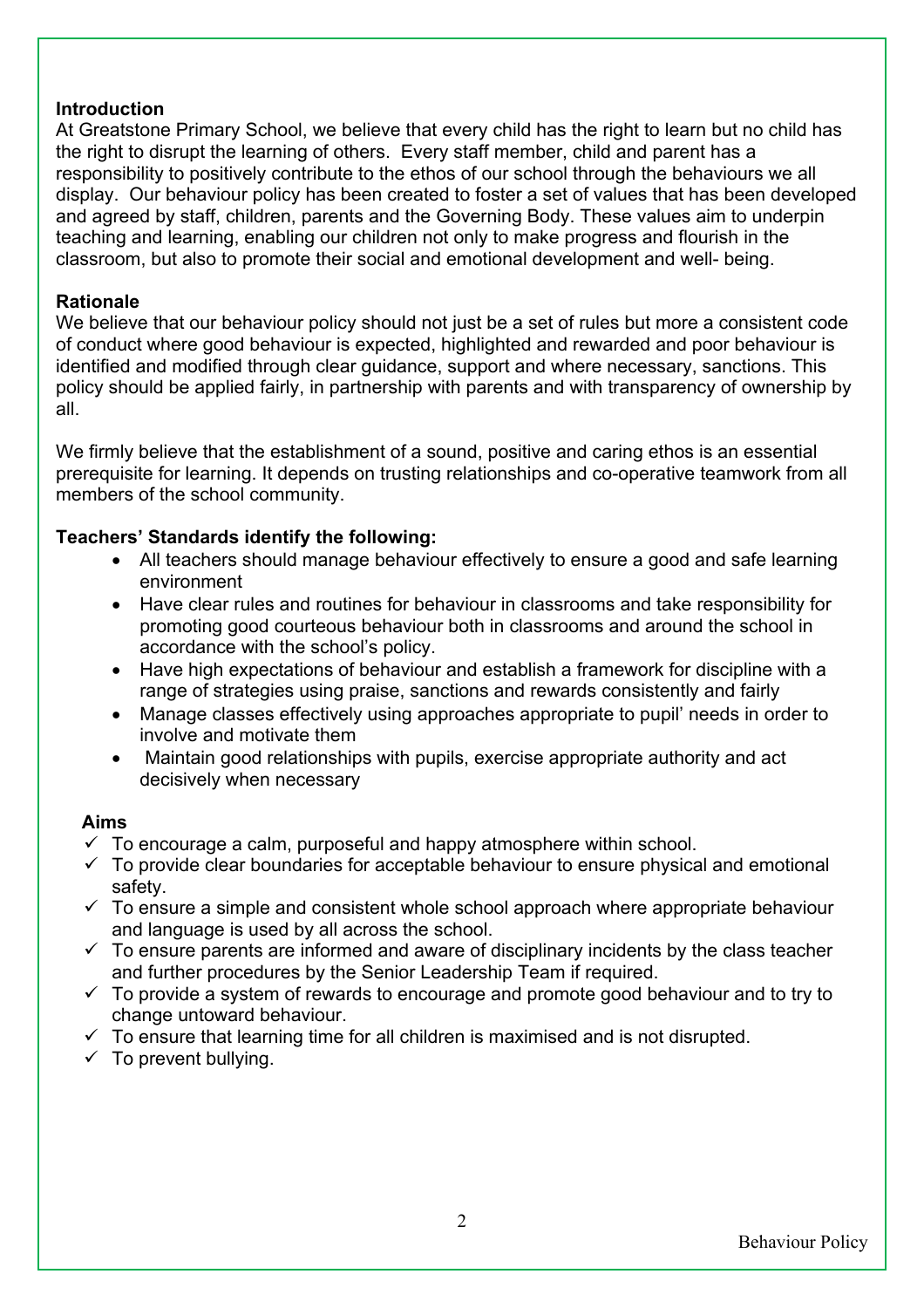**Introduction**

At Greatstone Primary School, we believe that every child has the right to learn but no child has the right to disrupt the learning of others. Every staff member, child and parent has a responsibility to positively contribute to the ethos of our school through the behaviours we all display. Our behaviour policy has been created to foster a set of values that has been developed and agreed by staff, children, parents and the Governing Body. These values aim to underpin teaching and learning, enabling our children not only to make progress and flourish in the classroom, but also to promote their social and emotional development and well- being.

**Rationale**

We believe that our behaviour policy should not just be a set of rules but more a consistent code of conduct where good behaviour is expected, highlighted and rewarded and poor behaviour is identified and modified through clear guidance, support and where necessary, sanctions. This policy should be applied fairly, in partnership with parents and with transparency of ownership by all.

We firmly believe that the establishment of a sound, positive and caring ethos is an essential prerequisite for learning. It depends on trusting relationships and co-operative teamwork from all members of the school community.

**Teachers' Standards identify the following:**

- All teachers should manage behaviour effectively to ensure a good and safe learning environment
- Have clear rules and routines for behaviour in classrooms and take responsibility for promoting good courteous behaviour both in classrooms and around the school in accordance with the school's policy.
- Have high expectations of behaviour and establish a framework for discipline with a range of strategies using praise, sanctions and rewards consistently and fairly
- Manage classes effectively using approaches appropriate to pupil' needs in order to involve and motivate them
- Maintain good relationships with pupils, exercise appropriate authority and act decisively when necessary

**Aims**

- ✓ To encourage a calm, purposeful and happy atmosphere within school.
- ✓ To provide clear boundaries for acceptable behaviour to ensure physical and emotional safety.
- ✓ To ensure a simple and consistent whole school approach where appropriate behaviour and language is used by all across the school.
- ✓ To ensure parents are informed and aware of disciplinary incidents by the class teacher and further procedures by the Senior Leadership Team if required.
- ✓ To provide a system of rewards to encourage and promote good behaviour and to try to change untoward behaviour.
- ✓ To ensure that learning time for all children is maximised and is not disrupted.
- ✓ To prevent bullying.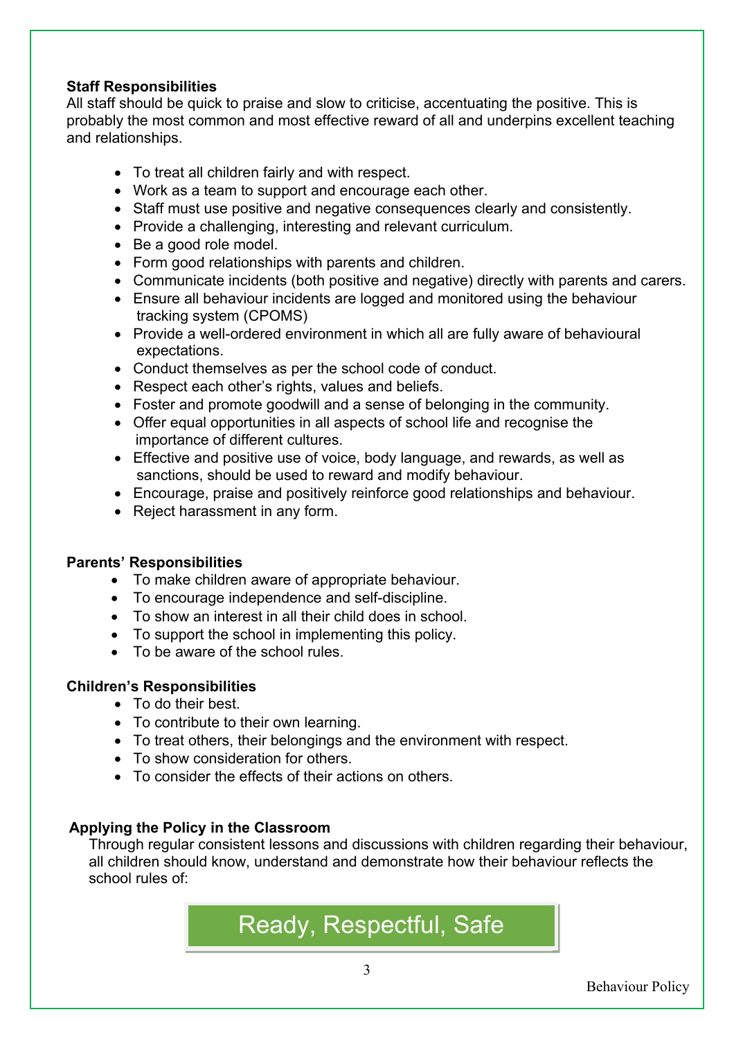**Staff Responsibilities**

All staff should be quick to praise and slow to criticise, accentuating the positive. This is probably the most common and most effective reward of all and underpins excellent teaching and relationships.

- To treat all children fairly and with respect.
- Work as a team to support and encourage each other.
- Staff must use positive and negative consequences clearly and consistently.
- Provide a challenging, interesting and relevant curriculum.
- Be a good role model.
- Form good relationships with parents and children.
- Communicate incidents (both positive and negative) directly with parents and carers.
- Ensure all behaviour incidents are logged and monitored using the behaviour tracking system (CPOMS)
- Provide a well-ordered environment in which all are fully aware of behavioural expectations.
- Conduct themselves as per the school code of conduct.
- Respect each other's rights, values and beliefs.
- Foster and promote goodwill and a sense of belonging in the community.
- Offer equal opportunities in all aspects of school life and recognise the importance of different cultures.
- Effective and positive use of voice, body language, and rewards, as well as sanctions, should be used to reward and modify behaviour.
- Encourage, praise and positively reinforce good relationships and behaviour.
- Reject harassment in any form.

**Parents' Responsibilities**

- To make children aware of appropriate behaviour.
- To encourage independence and self-discipline.
- To show an interest in all their child does in school.
- To support the school in implementing this policy.
- To be aware of the school rules.

**Children's Responsibilities**

- To do their best.
- To contribute to their own learning.
- To treat others, their belongings and the environment with respect.
- To show consideration for others.
- To consider the effects of their actions on others.

**Applying the Policy in the Classroom**

Through regular consistent lessons and discussions with children regarding their behaviour, all children should know, understand and demonstrate how their behaviour reflects the school rules of:

**Ready, Respectful, Safe**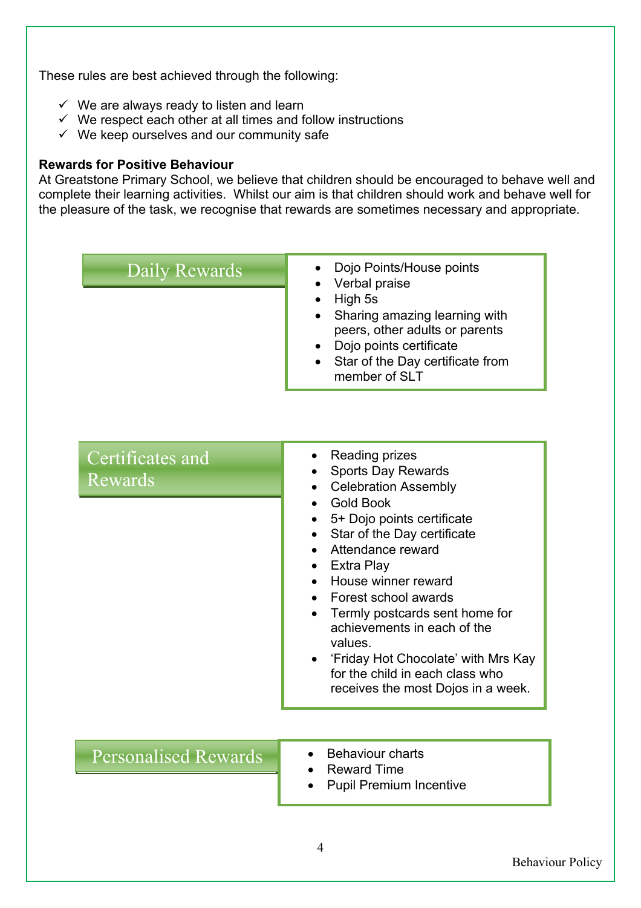These rules are best achieved through the following:

- ✓ We are always ready to listen and learn
- ✓ We respect each other at all times and follow instructions
- ✓ We keep ourselves and our community safe

**Rewards for Positive Behaviour**

At Greatstone Primary School, we believe that children should be encouraged to behave well and complete their learning activities. Whilst our aim is that children should work and behave well for the pleasure of the task, we recognise that rewards are sometimes necessary and appropriate.

### Daily Rewards

- Dojo Points/House points
- Verbal praise
- High 5s
- Sharing amazing learning with peers, other adults or parents
- Dojo points certificate
- Star of the Day certificate from member of SLT

### Certificates and Rewards

- Reading prizes
- Sports Day Rewards
- Celebration Assembly
- Gold Book
- 5+ Dojo points certificate
- Star of the Day certificate
- Attendance reward
- Extra Play
- House winner reward
- Forest school awards
- Termly postcards sent home for achievements in each of the values.
- 'Friday Hot Chocolate' with Mrs Kay for the child in each class who receives the most Dojos in a week.

### Personalised Rewards

- Behaviour charts
- Reward Time
- Pupil Premium Incentive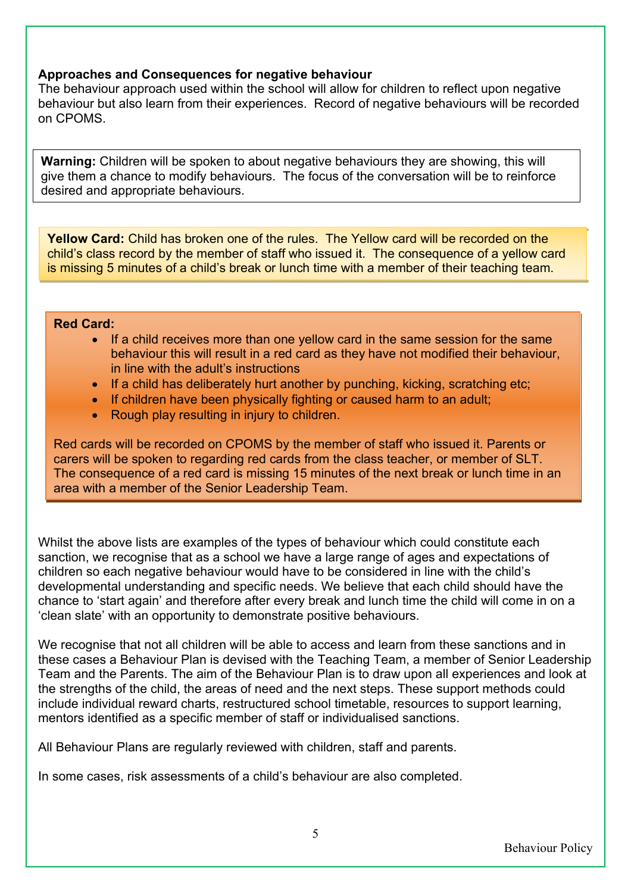**Approaches and Consequences for negative behaviour**

The behaviour approach used within the school will allow for children to reflect upon negative behaviour but also learn from their experiences. Record of negative behaviours will be recorded on CPOMS.

**Warning:** Children will be spoken to about negative behaviours they are showing, this will give them a chance to modify behaviours. The focus of the conversation will be to reinforce desired and appropriate behaviours.

**Yellow Card:** Child has broken one of the rules. The Yellow card will be recorded on the child's class record by the member of staff who issued it. The consequence of a yellow card is missing 5 minutes of a child's break or lunch time with a member of their teaching team.

**Red Card:**

- If a child receives more than one yellow card in the same session for the same behaviour this will result in a red card as they have not modified their behaviour, in line with the adult's instructions
- If a child has deliberately hurt another by punching, kicking, scratching etc;
- If children have been physically fighting or caused harm to an adult;
- Rough play resulting in injury to children.

Red cards will be recorded on CPOMS by the member of staff who issued it. Parents or carers will be spoken to regarding red cards from the class teacher, or member of SLT. The consequence of a red card is missing 15 minutes of the next break or lunch time in an area with a member of the Senior Leadership Team.

Whilst the above lists are examples of the types of behaviour which could constitute each sanction, we recognise that as a school we have a large range of ages and expectations of children so each negative behaviour would have to be considered in line with the child's developmental understanding and specific needs. We believe that each child should have the chance to 'start again' and therefore after every break and lunch time the child will come in on a 'clean slate' with an opportunity to demonstrate positive behaviours.

We recognise that not all children will be able to access and learn from these sanctions and in these cases a Behaviour Plan is devised with the Teaching Team, a member of Senior Leadership Team and the Parents. The aim of the Behaviour Plan is to draw upon all experiences and look at the strengths of the child, the areas of need and the next steps. These support methods could include individual reward charts, restructured school timetable, resources to support learning, mentors identified as a specific member of staff or individualised sanctions.

All Behaviour Plans are regularly reviewed with children, staff and parents.

In some cases, risk assessments of a child's behaviour are also completed.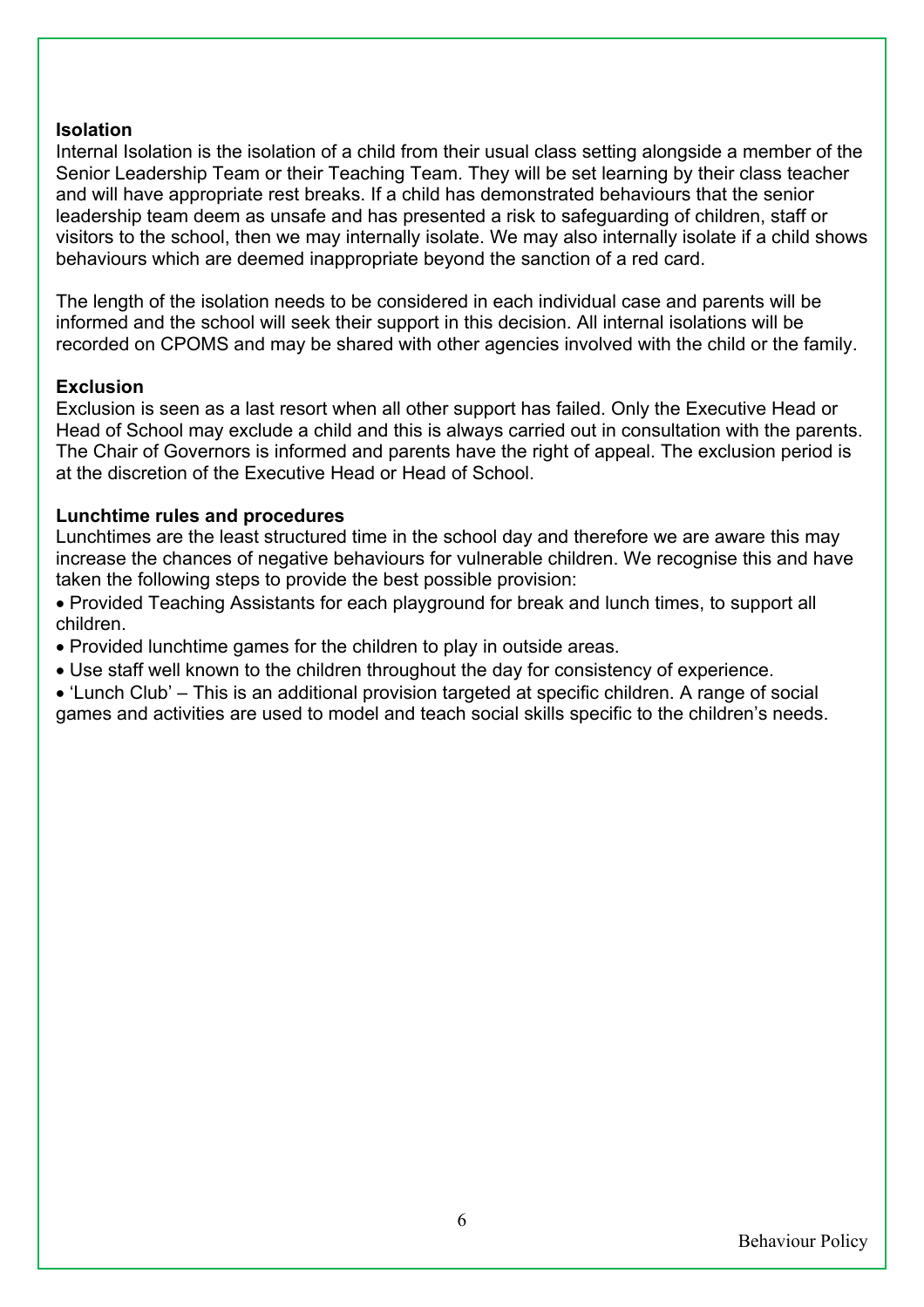**Isolation**

Internal Isolation is the isolation of a child from their usual class setting alongside a member of the Senior Leadership Team or their Teaching Team. They will be set learning by their class teacher and will have appropriate rest breaks. If a child has demonstrated behaviours that the senior leadership team deem as unsafe and has presented a risk to safeguarding of children, staff or visitors to the school, then we may internally isolate. We may also internally isolate if a child shows behaviours which are deemed inappropriate beyond the sanction of a red card.

The length of the isolation needs to be considered in each individual case and parents will be informed and the school will seek their support in this decision. All internal isolations will be recorded on CPOMS and may be shared with other agencies involved with the child or the family.

**Exclusion**

Exclusion is seen as a last resort when all other support has failed. Only the Executive Head or Head of School may exclude a child and this is always carried out in consultation with the parents. The Chair of Governors is informed and parents have the right of appeal. The exclusion period is at the discretion of the Executive Head or Head of School.

**Lunchtime rules and procedures**

Lunchtimes are the least structured time in the school day and therefore we are aware this may increase the chances of negative behaviours for vulnerable children. We recognise this and have taken the following steps to provide the best possible provision:

- Provided Teaching Assistants for each playground for break and lunch times, to support all children.
- Provided lunchtime games for the children to play in outside areas.
- Use staff well known to the children throughout the day for consistency of experience.
- 'Lunch Club' – This is an additional provision targeted at specific children. A range of social games and activities are used to model and teach social skills specific to the children's needs.